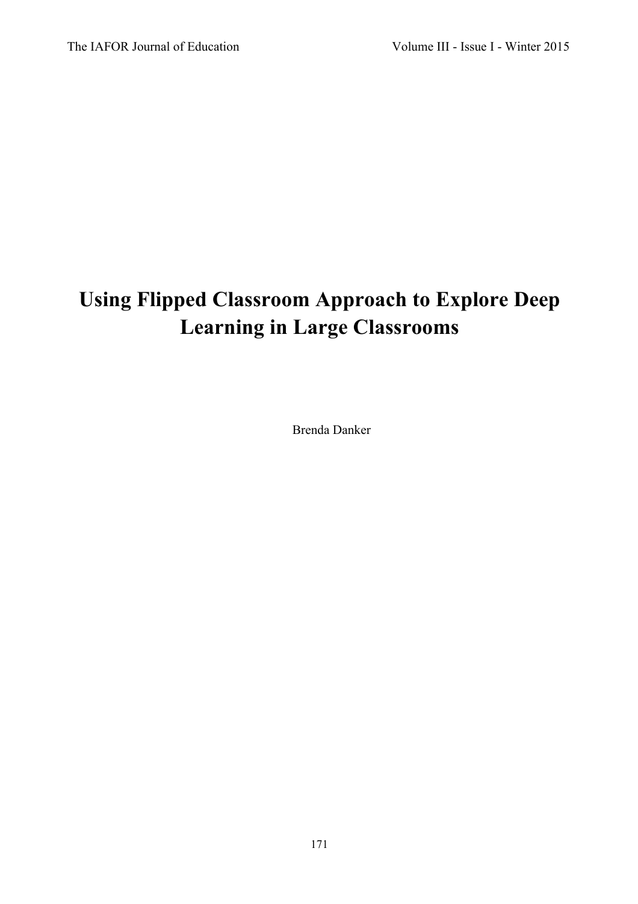# Using Flipped Classroom Approach to Explore Deep Learning in Large Classrooms

Brenda Danker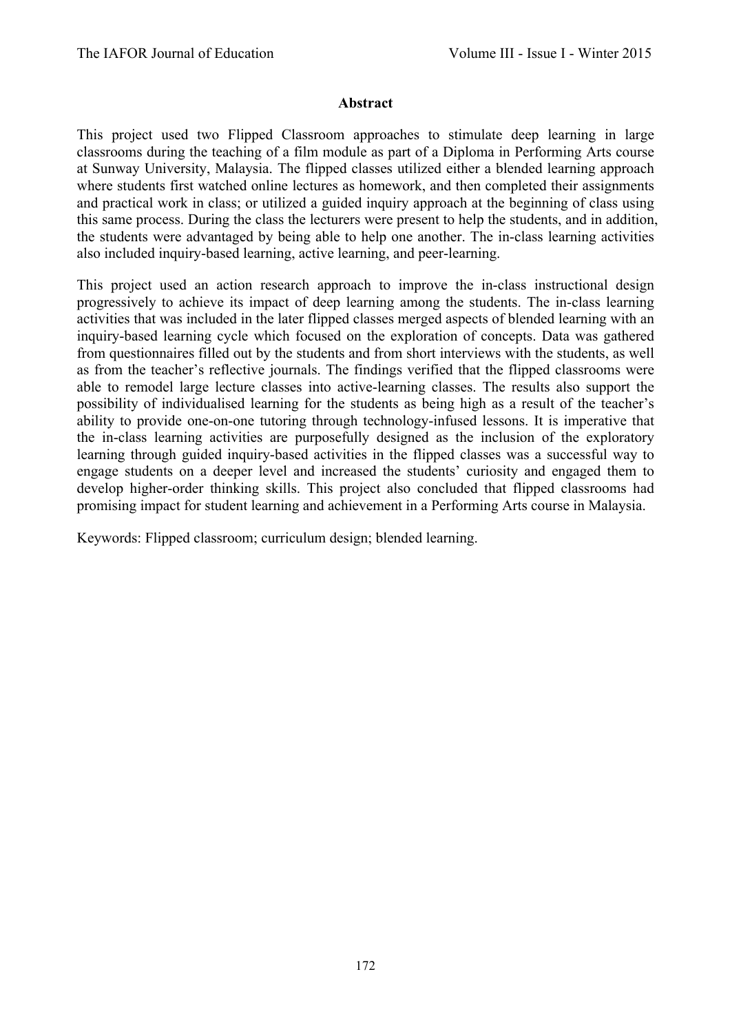## Abstract

This project used two Flipped Classroom approaches to stimulate deep learning in large classrooms during the teaching of a film module as part of a Diploma in Performing Arts course at Sunway University, Malaysia. The flipped classes utilized either a blended learning approach where students first watched online lectures as homework, and then completed their assignments and practical work in class; or utilized a guided inquiry approach at the beginning of class using this same process. During the class the lecturers were present to help the students, and in addition, the students were advantaged by being able to help one another. The in-class learning activities also included inquiry-based learning, active learning, and peer-learning.

This project used an action research approach to improve the in-class instructional design progressively to achieve its impact of deep learning among the students. The in-class learning activities that was included in the later flipped classes merged aspects of blended learning with an inquiry-based learning cycle which focused on the exploration of concepts. Data was gathered from questionnaires filled out by the students and from short interviews with the students, as well as from the teacher's reflective journals. The findings verified that the flipped classrooms were able to remodel large lecture classes into active-learning classes. The results also support the possibility of individualised learning for the students as being high as a result of the teacher's ability to provide one-on-one tutoring through technology-infused lessons. It is imperative that the in-class learning activities are purposefully designed as the inclusion of the exploratory learning through guided inquiry-based activities in the flipped classes was a successful way to engage students on a deeper level and increased the students' curiosity and engaged them to develop higher-order thinking skills. This project also concluded that flipped classrooms had promising impact for student learning and achievement in a Performing Arts course in Malaysia.

Keywords: Flipped classroom; curriculum design; blended learning.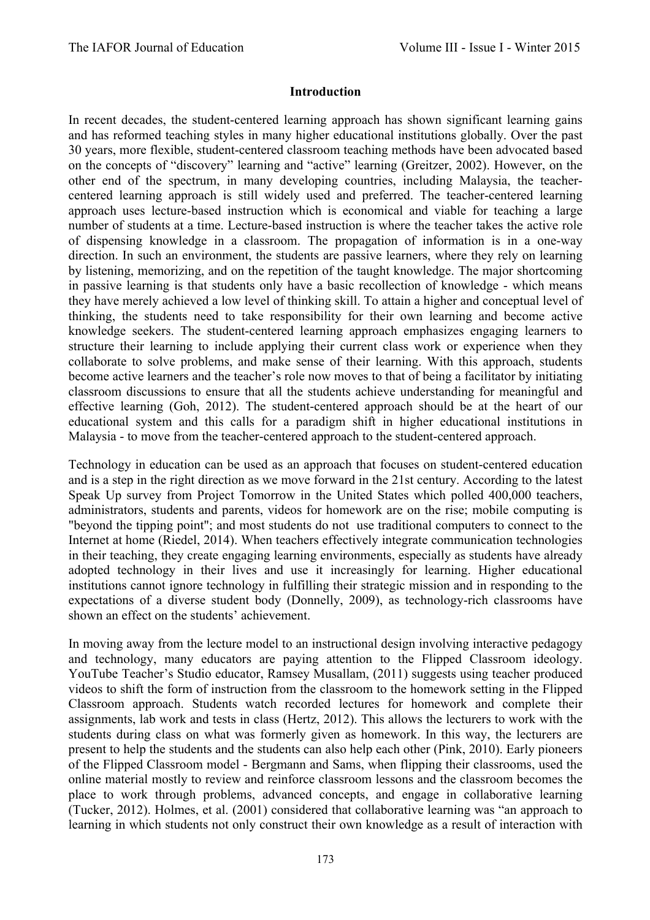## Introduction

In recent decades, the student-centered learning approach has shown significant learning gains and has reformed teaching styles in many higher educational institutions globally. Over the past 30 years, more flexible, student-centered classroom teaching methods have been advocated based on the concepts of "discovery" learning and "active" learning (Greitzer, 2002). However, on the other end of the spectrum, in many developing countries, including Malaysia, the teacher-centered learning approach is still widely used and preferred. The teacher-centered learning approach uses lecture-based instruction which is economical and viable for teaching a large number of students at a time. Lecture-based instruction is where the teacher takes the active role of dispensing knowledge in a classroom. The propagation of information is in a one-way direction. In such an environment, the students are passive learners, where they rely on learning by listening, memorizing, and on the repetition of the taught knowledge. The major shortcoming in passive learning is that students only have a basic recollection of knowledge - which means they have merely achieved a low level of thinking skill. To attain a higher and conceptual level of thinking, the students need to take responsibility for their own learning and become active knowledge seekers. The student-centered learning approach emphasizes engaging learners to structure their learning to include applying their current class work or experience when they collaborate to solve problems, and make sense of their learning. With this approach, students become active learners and the teacher's role now moves to that of being a facilitator by initiating classroom discussions to ensure that all the students achieve understanding for meaningful and effective learning (Goh, 2012). The student-centered approach should be at the heart of our educational system and this calls for a paradigm shift in higher educational institutions in Malaysia - to move from the teacher-centered approach to the student-centered approach.

Technology in education can be used as an approach that focuses on student-centered education and is a step in the right direction as we move forward in the 21st century. According to the latest Speak Up survey from Project Tomorrow in the United States which polled 400,000 teachers, administrators, students and parents, videos for homework are on the rise; mobile computing is "beyond the tipping point"; and most students do not use traditional computers to connect to the Internet at home (Riedel, 2014). When teachers effectively integrate communication technologies in their teaching, they create engaging learning environments, especially as students have already adopted technology in their lives and use it increasingly for learning. Higher educational institutions cannot ignore technology in fulfilling their strategic mission and in responding to the expectations of a diverse student body (Donnelly, 2009), as technology-rich classrooms have shown an effect on the students' achievement.

In moving away from the lecture model to an instructional design involving interactive pedagogy and technology, many educators are paying attention to the Flipped Classroom ideology. YouTube Teacher's Studio educator, Ramsey Musallam, (2011) suggests using teacher produced videos to shift the form of instruction from the classroom to the homework setting in the Flipped Classroom approach. Students watch recorded lectures for homework and complete their assignments, lab work and tests in class (Hertz, 2012). This allows the lecturers to work with the students during class on what was formerly given as homework. In this way, the lecturers are present to help the students and the students can also help each other (Pink, 2010). Early pioneers of the Flipped Classroom model - Bergmann and Sams, when flipping their classrooms, used the online material mostly to review and reinforce classroom lessons and the classroom becomes the place to work through problems, advanced concepts, and engage in collaborative learning (Tucker, 2012). Holmes, et al. (2001) considered that collaborative learning was "an approach to learning in which students not only construct their own knowledge as a result of interaction with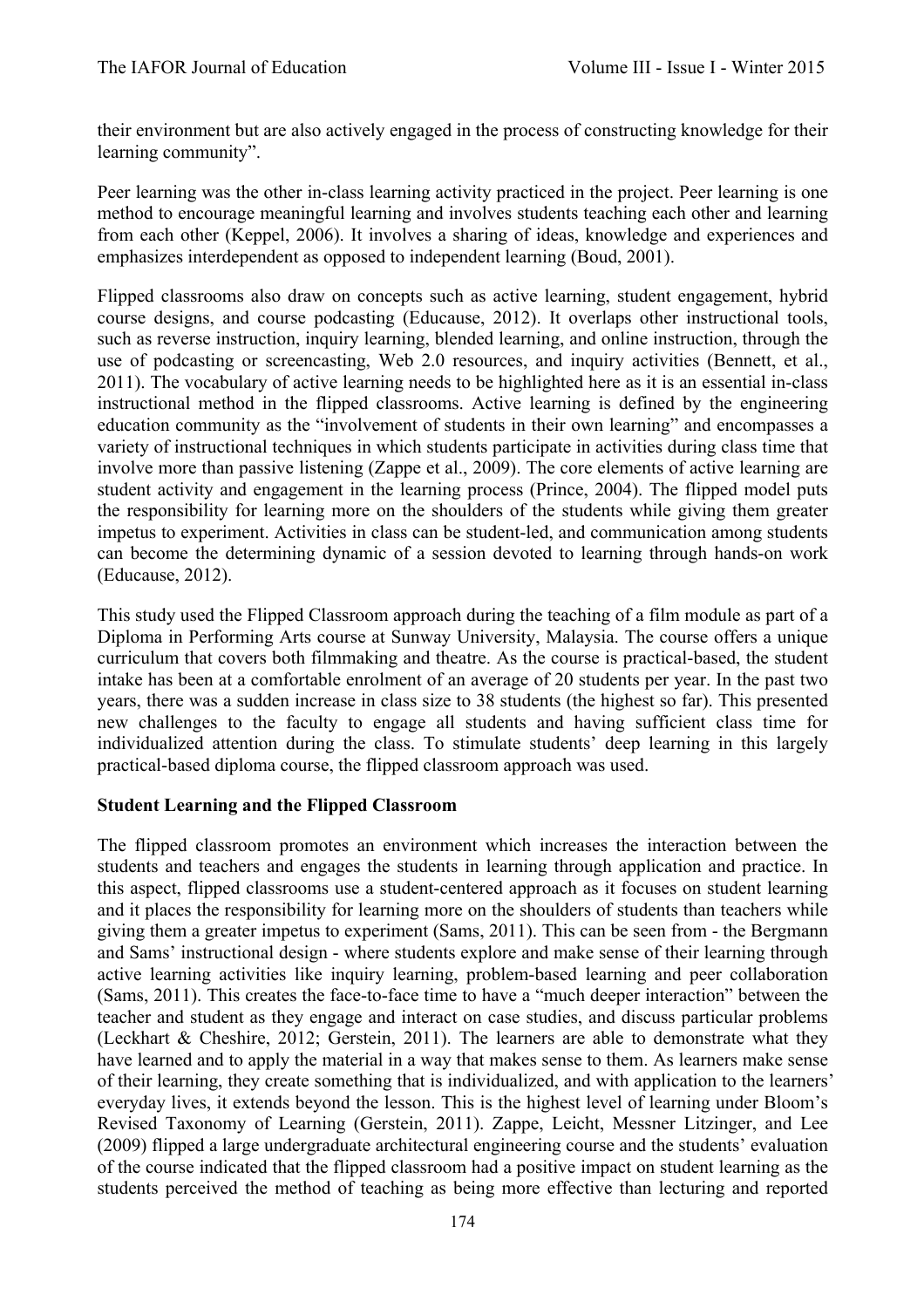their environment but are also actively engaged in the process of constructing knowledge for their learning community".

Peer learning was the other in-class learning activity practiced in the project. Peer learning is one method to encourage meaningful learning and involves students teaching each other and learning from each other (Keppel, 2006). It involves a sharing of ideas, knowledge and experiences and emphasizes interdependent as opposed to independent learning (Boud, 2001).

Flipped classrooms also draw on concepts such as active learning, student engagement, hybrid course designs, and course podcasting (Educause, 2012). It overlaps other instructional tools, such as reverse instruction, inquiry learning, blended learning, and online instruction, through the use of podcasting or screencasting, Web 2.0 resources, and inquiry activities (Bennett, et al., 2011). The vocabulary of active learning needs to be highlighted here as it is an essential in-class instructional method in the flipped classrooms. Active learning is defined by the engineering education community as the "involvement of students in their own learning" and encompasses a variety of instructional techniques in which students participate in activities during class time that involve more than passive listening (Zappe et al., 2009). The core elements of active learning are student activity and engagement in the learning process (Prince, 2004). The flipped model puts the responsibility for learning more on the shoulders of the students while giving them greater impetus to experiment. Activities in class can be student-led, and communication among students can become the determining dynamic of a session devoted to learning through hands-on work (Educause, 2012).

This study used the Flipped Classroom approach during the teaching of a film module as part of a Diploma in Performing Arts course at Sunway University, Malaysia. The course offers a unique curriculum that covers both filmmaking and theatre. As the course is practical-based, the student intake has been at a comfortable enrolment of an average of 20 students per year. In the past two years, there was a sudden increase in class size to 38 students (the highest so far). This presented new challenges to the faculty to engage all students and having sufficient class time for individualized attention during the class. To stimulate students' deep learning in this largely practical-based diploma course, the flipped classroom approach was used.

**Student Learning and the Flipped Classroom**

The flipped classroom promotes an environment which increases the interaction between the students and teachers and engages the students in learning through application and practice. In this aspect, flipped classrooms use a student-centered approach as it focuses on student learning and it places the responsibility for learning more on the shoulders of students than teachers while giving them a greater impetus to experiment (Sams, 2011). This can be seen from - the Bergmann and Sams' instructional design - where students explore and make sense of their learning through active learning activities like inquiry learning, problem-based learning and peer collaboration (Sams, 2011). This creates the face-to-face time to have a "much deeper interaction" between the teacher and student as they engage and interact on case studies, and discuss particular problems (Leckhart & Cheshire, 2012; Gerstein, 2011). The learners are able to demonstrate what they have learned and to apply the material in a way that makes sense to them. As learners make sense of their learning, they create something that is individualized, and with application to the learners' everyday lives, it extends beyond the lesson. This is the highest level of learning under Bloom's Revised Taxonomy of Learning (Gerstein, 2011). Zappe, Leicht, Messner Litzinger, and Lee (2009) flipped a large undergraduate architectural engineering course and the students' evaluation of the course indicated that the flipped classroom had a positive impact on student learning as the students perceived the method of teaching as being more effective than lecturing and reported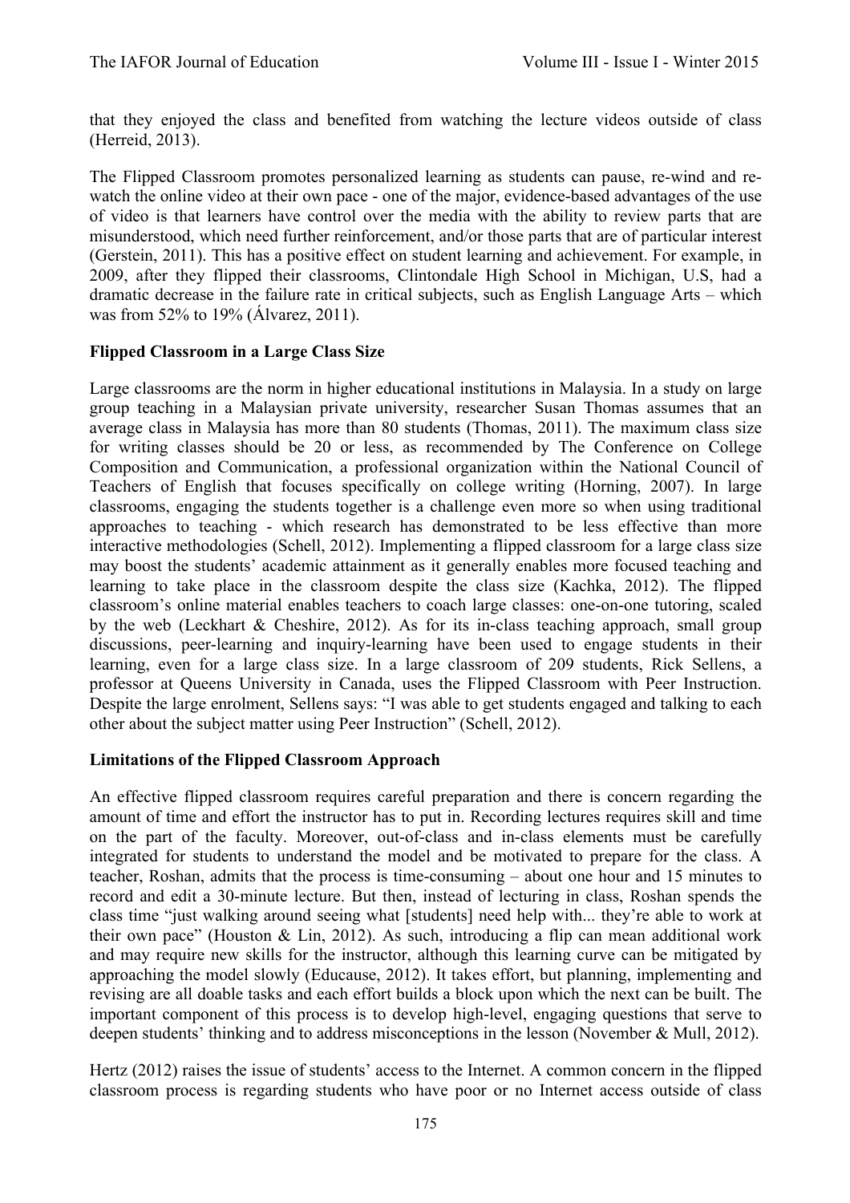that they enjoyed the class and benefited from watching the lecture videos outside of class (Herreid, 2013).

The Flipped Classroom promotes personalized learning as students can pause, re-wind and re-watch the online video at their own pace - one of the major, evidence-based advantages of the use of video is that learners have control over the media with the ability to review parts that are misunderstood, which need further reinforcement, and/or those parts that are of particular interest (Gerstein, 2011). This has a positive effect on student learning and achievement. For example, in 2009, after they flipped their classrooms, Clintondale High School in Michigan, U.S, had a dramatic decrease in the failure rate in critical subjects, such as English Language Arts – which was from 52% to 19% (Álvarez, 2011).

**Flipped Classroom in a Large Class Size**

Large classrooms are the norm in higher educational institutions in Malaysia. In a study on large group teaching in a Malaysian private university, researcher Susan Thomas assumes that an average class in Malaysia has more than 80 students (Thomas, 2011). The maximum class size for writing classes should be 20 or less, as recommended by The Conference on College Composition and Communication, a professional organization within the National Council of Teachers of English that focuses specifically on college writing (Horning, 2007). In large classrooms, engaging the students together is a challenge even more so when using traditional approaches to teaching - which research has demonstrated to be less effective than more interactive methodologies (Schell, 2012). Implementing a flipped classroom for a large class size may boost the students' academic attainment as it generally enables more focused teaching and learning to take place in the classroom despite the class size (Kachka, 2012). The flipped classroom's online material enables teachers to coach large classes: one-on-one tutoring, scaled by the web (Leckhart & Cheshire, 2012). As for its in-class teaching approach, small group discussions, peer-learning and inquiry-learning have been used to engage students in their learning, even for a large class size. In a large classroom of 209 students, Rick Sellens, a professor at Queens University in Canada, uses the Flipped Classroom with Peer Instruction. Despite the large enrolment, Sellens says: "I was able to get students engaged and talking to each other about the subject matter using Peer Instruction" (Schell, 2012).

**Limitations of the Flipped Classroom Approach**

An effective flipped classroom requires careful preparation and there is concern regarding the amount of time and effort the instructor has to put in. Recording lectures requires skill and time on the part of the faculty. Moreover, out-of-class and in-class elements must be carefully integrated for students to understand the model and be motivated to prepare for the class. A teacher, Roshan, admits that the process is time-consuming – about one hour and 15 minutes to record and edit a 30-minute lecture. But then, instead of lecturing in class, Roshan spends the class time "just walking around seeing what [students] need help with... they're able to work at their own pace" (Houston & Lin, 2012). As such, introducing a flip can mean additional work and may require new skills for the instructor, although this learning curve can be mitigated by approaching the model slowly (Educause, 2012). It takes effort, but planning, implementing and revising are all doable tasks and each effort builds a block upon which the next can be built. The important component of this process is to develop high-level, engaging questions that serve to deepen students' thinking and to address misconceptions in the lesson (November & Mull, 2012).

Hertz (2012) raises the issue of students' access to the Internet. A common concern in the flipped classroom process is regarding students who have poor or no Internet access outside of class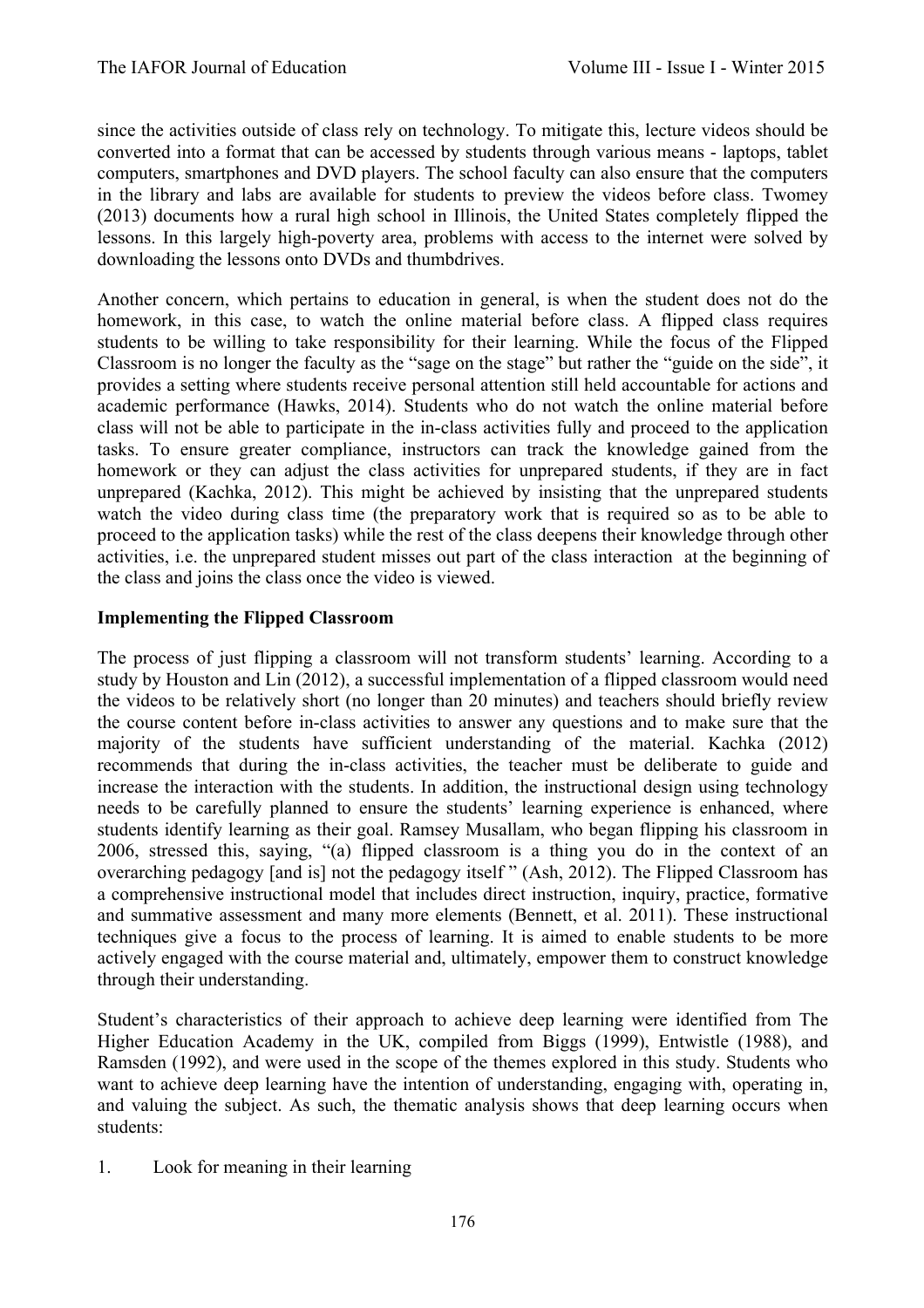since the activities outside of class rely on technology. To mitigate this, lecture videos should be converted into a format that can be accessed by students through various means - laptops, tablet computers, smartphones and DVD players. The school faculty can also ensure that the computers in the library and labs are available for students to preview the videos before class. Twomey (2013) documents how a rural high school in Illinois, the United States completely flipped the lessons. In this largely high-poverty area, problems with access to the internet were solved by downloading the lessons onto DVDs and thumbdrives.

Another concern, which pertains to education in general, is when the student does not do the homework, in this case, to watch the online material before class. A flipped class requires students to be willing to take responsibility for their learning. While the focus of the Flipped Classroom is no longer the faculty as the "sage on the stage" but rather the "guide on the side", it provides a setting where students receive personal attention still held accountable for actions and academic performance (Hawks, 2014). Students who do not watch the online material before class will not be able to participate in the in-class activities fully and proceed to the application tasks. To ensure greater compliance, instructors can track the knowledge gained from the homework or they can adjust the class activities for unprepared students, if they are in fact unprepared (Kachka, 2012). This might be achieved by insisting that the unprepared students watch the video during class time (the preparatory work that is required so as to be able to proceed to the application tasks) while the rest of the class deepens their knowledge through other activities, i.e. the unprepared student misses out part of the class interaction at the beginning of the class and joins the class once the video is viewed.

**Implementing the Flipped Classroom**

The process of just flipping a classroom will not transform students' learning. According to a study by Houston and Lin (2012), a successful implementation of a flipped classroom would need the videos to be relatively short (no longer than 20 minutes) and teachers should briefly review the course content before in-class activities to answer any questions and to make sure that the majority of the students have sufficient understanding of the material. Kachka (2012) recommends that during the in-class activities, the teacher must be deliberate to guide and increase the interaction with the students. In addition, the instructional design using technology needs to be carefully planned to ensure the students' learning experience is enhanced, where students identify learning as their goal. Ramsey Musallam, who began flipping his classroom in 2006, stressed this, saying, "(a) flipped classroom is a thing you do in the context of an overarching pedagogy [and is] not the pedagogy itself " (Ash, 2012). The Flipped Classroom has a comprehensive instructional model that includes direct instruction, inquiry, practice, formative and summative assessment and many more elements (Bennett, et al. 2011). These instructional techniques give a focus to the process of learning. It is aimed to enable students to be more actively engaged with the course material and, ultimately, empower them to construct knowledge through their understanding.

Student's characteristics of their approach to achieve deep learning were identified from The Higher Education Academy in the UK, compiled from Biggs (1999), Entwistle (1988), and Ramsden (1992), and were used in the scope of the themes explored in this study. Students who want to achieve deep learning have the intention of understanding, engaging with, operating in, and valuing the subject. As such, the thematic analysis shows that deep learning occurs when students:

1. Look for meaning in their learning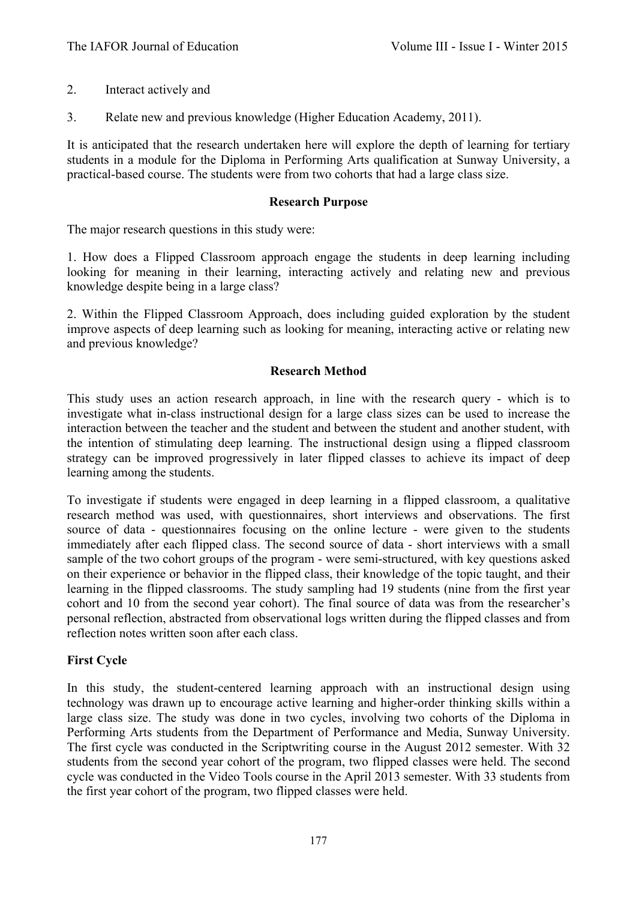2. Interact actively and

3. Relate new and previous knowledge (Higher Education Academy, 2011).

It is anticipated that the research undertaken here will explore the depth of learning for tertiary students in a module for the Diploma in Performing Arts qualification at Sunway University, a practical-based course. The students were from two cohorts that had a large class size.

## Research Purpose

The major research questions in this study were:

1. How does a Flipped Classroom approach engage the students in deep learning including looking for meaning in their learning, interacting actively and relating new and previous knowledge despite being in a large class?

2. Within the Flipped Classroom Approach, does including guided exploration by the student improve aspects of deep learning such as looking for meaning, interacting active or relating new and previous knowledge?

## Research Method

This study uses an action research approach, in line with the research query - which is to investigate what in-class instructional design for a large class sizes can be used to increase the interaction between the teacher and the student and between the student and another student, with the intention of stimulating deep learning. The instructional design using a flipped classroom strategy can be improved progressively in later flipped classes to achieve its impact of deep learning among the students.

To investigate if students were engaged in deep learning in a flipped classroom, a qualitative research method was used, with questionnaires, short interviews and observations. The first source of data - questionnaires focusing on the online lecture - were given to the students immediately after each flipped class. The second source of data - short interviews with a small sample of the two cohort groups of the program - were semi-structured, with key questions asked on their experience or behavior in the flipped class, their knowledge of the topic taught, and their learning in the flipped classrooms. The study sampling had 19 students (nine from the first year cohort and 10 from the second year cohort). The final source of data was from the researcher's personal reflection, abstracted from observational logs written during the flipped classes and from reflection notes written soon after each class.

### First Cycle

In this study, the student-centered learning approach with an instructional design using technology was drawn up to encourage active learning and higher-order thinking skills within a large class size. The study was done in two cycles, involving two cohorts of the Diploma in Performing Arts students from the Department of Performance and Media, Sunway University. The first cycle was conducted in the Scriptwriting course in the August 2012 semester. With 32 students from the second year cohort of the program, two flipped classes were held. The second cycle was conducted in the Video Tools course in the April 2013 semester. With 33 students from the first year cohort of the program, two flipped classes were held.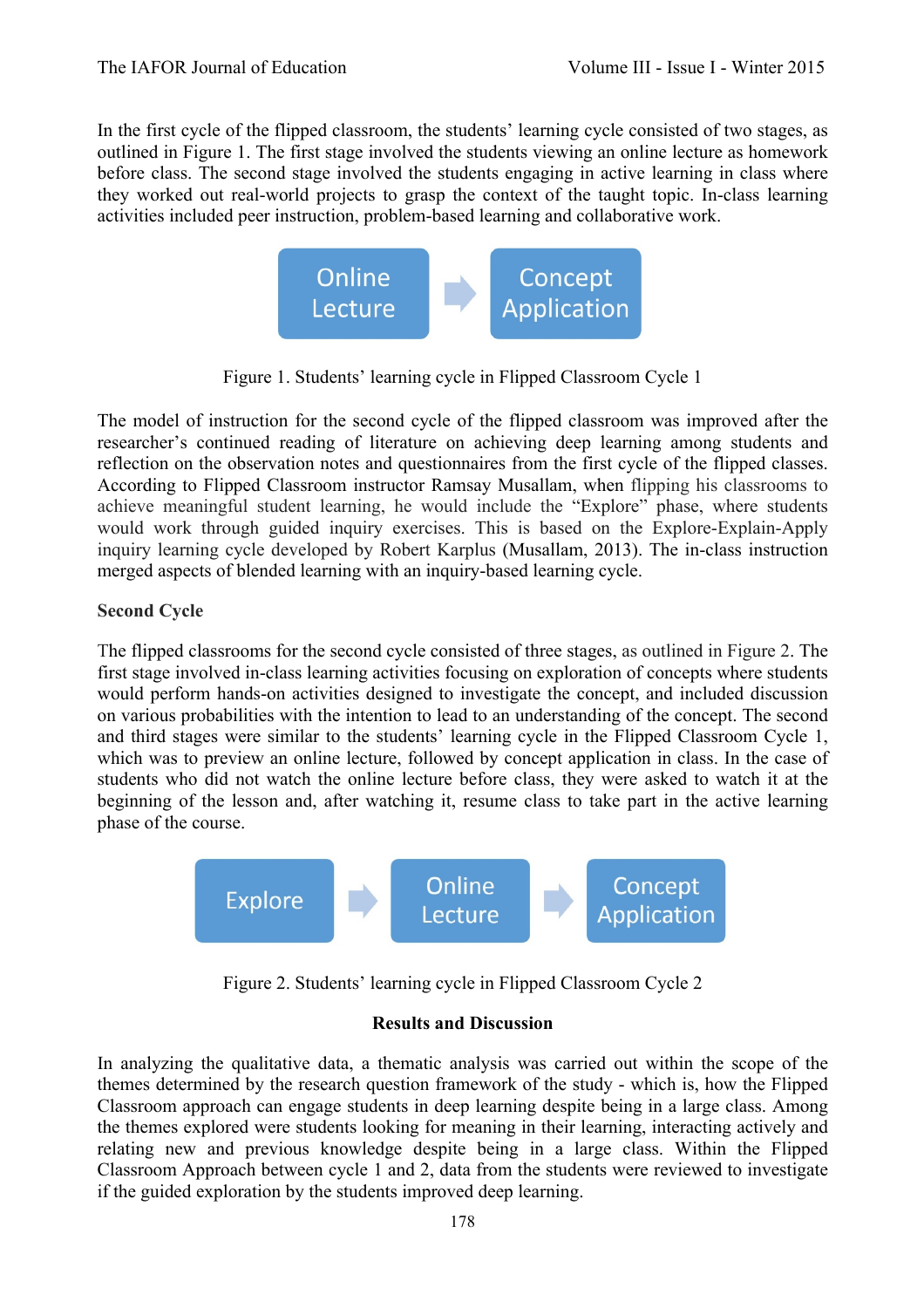In the first cycle of the flipped classroom, the students' learning cycle consisted of two stages, as outlined in Figure 1. The first stage involved the students viewing an online lecture as homework before class. The second stage involved the students engaging in active learning in class where they worked out real-world projects to grasp the context of the taught topic. In-class learning activities included peer instruction, problem-based learning and collaborative work.

Online Lecture → Concept Application

Figure 1. Students' learning cycle in Flipped Classroom Cycle 1

The model of instruction for the second cycle of the flipped classroom was improved after the researcher's continued reading of literature on achieving deep learning among students and reflection on the observation notes and questionnaires from the first cycle of the flipped classes. According to Flipped Classroom instructor Ramsay Musallam, when flipping his classrooms to achieve meaningful student learning, he would include the "Explore" phase, where students would work through guided inquiry exercises. This is based on the Explore-Explain-Apply inquiry learning cycle developed by Robert Karplus (Musallam, 2013). The in-class instruction merged aspects of blended learning with an inquiry-based learning cycle.

**Second Cycle**

The flipped classrooms for the second cycle consisted of three stages, as outlined in Figure 2. The first stage involved in-class learning activities focusing on exploration of concepts where students would perform hands-on activities designed to investigate the concept, and included discussion on various probabilities with the intention to lead to an understanding of the concept. The second and third stages were similar to the students' learning cycle in the Flipped Classroom Cycle 1, which was to preview an online lecture, followed by concept application in class. In the case of students who did not watch the online lecture before class, they were asked to watch it at the beginning of the lesson and, after watching it, resume class to take part in the active learning phase of the course.

Explore → Online Lecture → Concept Application

Figure 2. Students' learning cycle in Flipped Classroom Cycle 2

## Results and Discussion

In analyzing the qualitative data, a thematic analysis was carried out within the scope of the themes determined by the research question framework of the study - which is, how the Flipped Classroom approach can engage students in deep learning despite being in a large class. Among the themes explored were students looking for meaning in their learning, interacting actively and relating new and previous knowledge despite being in a large class. Within the Flipped Classroom Approach between cycle 1 and 2, data from the students were reviewed to investigate if the guided exploration by the students improved deep learning.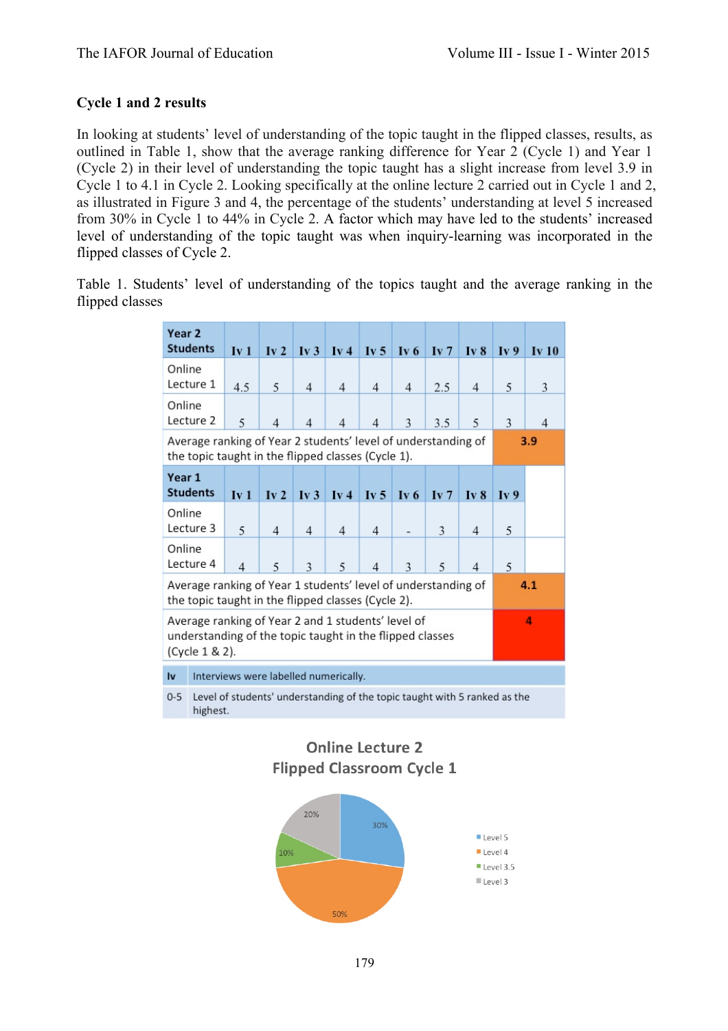### Cycle 1 and 2 results

In looking at students' level of understanding of the topic taught in the flipped classes, results, as outlined in Table 1, show that the average ranking difference for Year 2 (Cycle 1) and Year 1 (Cycle 2) in their level of understanding the topic taught has a slight increase from level 3.9 in Cycle 1 to 4.1 in Cycle 2. Looking specifically at the online lecture 2 carried out in Cycle 1 and 2, as illustrated in Figure 3 and 4, the percentage of the students' understanding at level 5 increased from 30% in Cycle 1 to 44% in Cycle 2. A factor which may have led to the students' increased level of understanding of the topic taught was when inquiry-learning was incorporated in the flipped classes of Cycle 2.

Table 1. Students' level of understanding of the topics taught and the average ranking in the flipped classes

| **Year 2 Students** | **Iv 1** | **Iv 2** | **Iv 3** | **Iv 4** | **Iv 5** | **Iv 6** | **Iv 7** | **Iv 8** | **Iv 9** | **Iv 10** |
|---|---|---|---|---|---|---|---|---|---|---|
| Online Lecture 1 | 4.5 | 5 | 4 | 4 | 4 | 4 | 2.5 | 4 | 5 | 3 |
| Online Lecture 2 | 5 | 4 | 4 | 4 | 4 | 3 | 3.5 | 5 | 3 | 4 |
| Average ranking of Year 2 students' level of understanding of the topic taught in the flipped classes (Cycle 1). | | | | | | | | | **3.9** | |
| **Year 1 Students** | **Iv 1** | **Iv 2** | **Iv 3** | **Iv 4** | **Iv 5** | **Iv 6** | **Iv 7** | **Iv 8** | **Iv 9** | |
| Online Lecture 3 | 5 | 4 | 4 | 4 | 4 | - | 3 | 4 | 5 | |
| Online Lecture 4 | 4 | 5 | 3 | 5 | 4 | 3 | 5 | 4 | 5 | |
| Average ranking of Year 1 students' level of understanding of the topic taught in the flipped classes (Cycle 2). | | | | | | | | | **4.1** | |
| Average ranking of Year 2 and 1 students' level of understanding of the topic taught in the flipped classes (Cycle 1 & 2). | | | | | | | | | **4** | |

| **Iv** | Interviews were labelled numerically. |
|---|---|
| 0-5 | Level of students' understanding of the topic taught with 5 ranked as the highest. |

**Online Lecture 2**
**Flipped Classroom Cycle 1**

- Level 5: 30%
- Level 4: 50%
- Level 3.5: 10%
- Level 3: 20%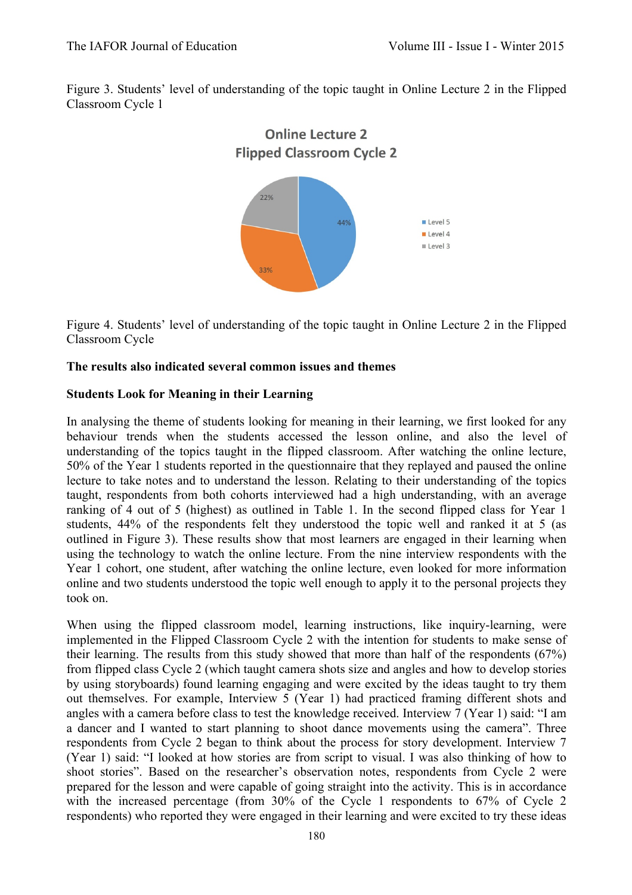Figure 3. Students' level of understanding of the topic taught in Online Lecture 2 in the Flipped Classroom Cycle 1

Figure 4. Students' level of understanding of the topic taught in Online Lecture 2 in the Flipped Classroom Cycle

**The results also indicated several common issues and themes**

**Students Look for Meaning in their Learning**

In analysing the theme of students looking for meaning in their learning, we first looked for any behaviour trends when the students accessed the lesson online, and also the level of understanding of the topics taught in the flipped classroom. After watching the online lecture, 50% of the Year 1 students reported in the questionnaire that they replayed and paused the online lecture to take notes and to understand the lesson. Relating to their understanding of the topics taught, respondents from both cohorts interviewed had a high understanding, with an average ranking of 4 out of 5 (highest) as outlined in Table 1. In the second flipped class for Year 1 students, 44% of the respondents felt they understood the topic well and ranked it at 5 (as outlined in Figure 3). These results show that most learners are engaged in their learning when using the technology to watch the online lecture. From the nine interview respondents with the Year 1 cohort, one student, after watching the online lecture, even looked for more information online and two students understood the topic well enough to apply it to the personal projects they took on.

When using the flipped classroom model, learning instructions, like inquiry-learning, were implemented in the Flipped Classroom Cycle 2 with the intention for students to make sense of their learning. The results from this study showed that more than half of the respondents (67%) from flipped class Cycle 2 (which taught camera shots size and angles and how to develop stories by using storyboards) found learning engaging and were excited by the ideas taught to try them out themselves. For example, Interview 5 (Year 1) had practiced framing different shots and angles with a camera before class to test the knowledge received. Interview 7 (Year 1) said: "I am a dancer and I wanted to start planning to shoot dance movements using the camera". Three respondents from Cycle 2 began to think about the process for story development. Interview 7 (Year 1) said: "I looked at how stories are from script to visual. I was also thinking of how to shoot stories". Based on the researcher's observation notes, respondents from Cycle 2 were prepared for the lesson and were capable of going straight into the activity. This is in accordance with the increased percentage (from 30% of the Cycle 1 respondents to 67% of Cycle 2 respondents) who reported they were engaged in their learning and were excited to try these ideas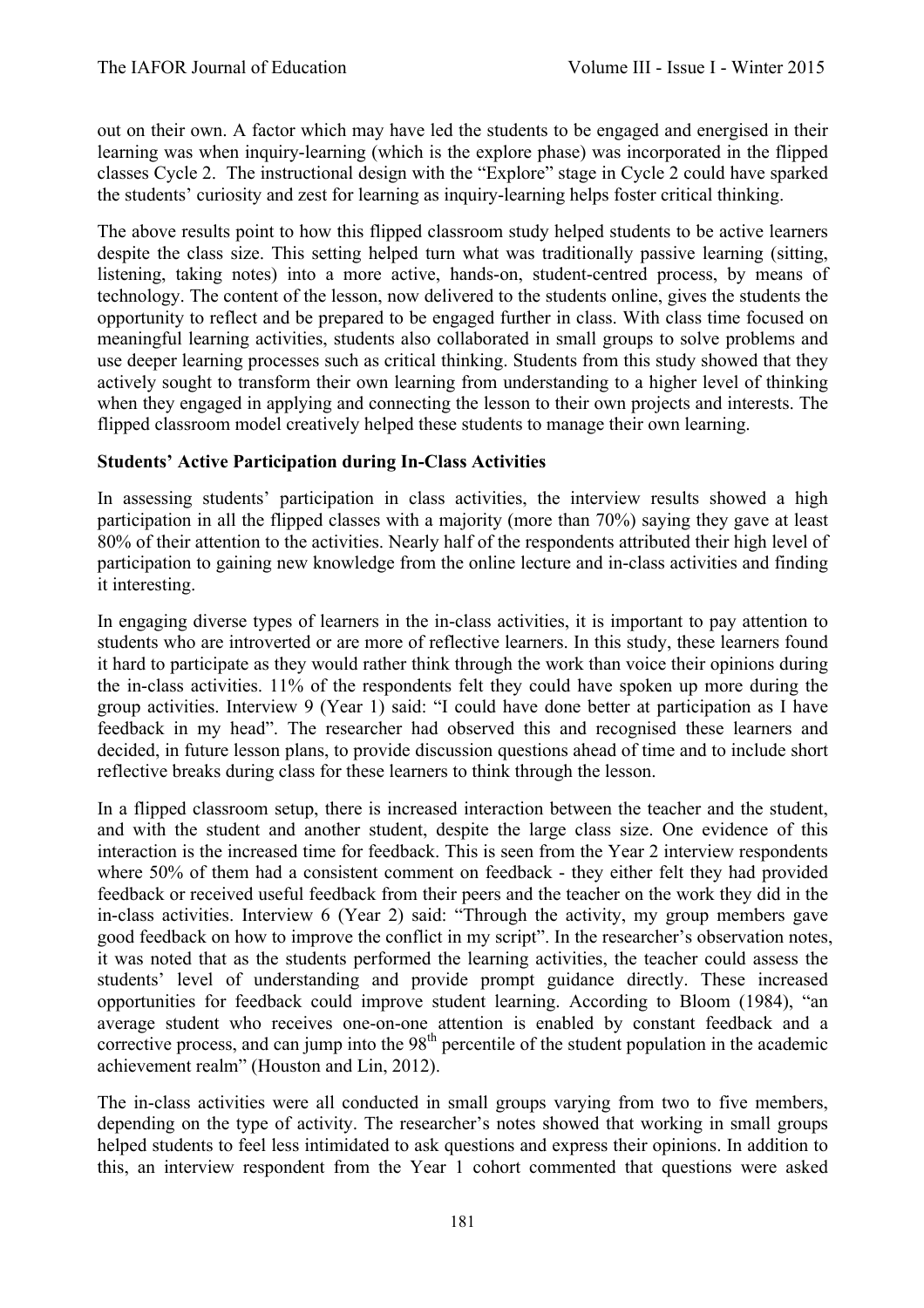out on their own. A factor which may have led the students to be engaged and energised in their learning was when inquiry-learning (which is the explore phase) was incorporated in the flipped classes Cycle 2. The instructional design with the "Explore" stage in Cycle 2 could have sparked the students' curiosity and zest for learning as inquiry-learning helps foster critical thinking.

The above results point to how this flipped classroom study helped students to be active learners despite the class size. This setting helped turn what was traditionally passive learning (sitting, listening, taking notes) into a more active, hands-on, student-centred process, by means of technology. The content of the lesson, now delivered to the students online, gives the students the opportunity to reflect and be prepared to be engaged further in class. With class time focused on meaningful learning activities, students also collaborated in small groups to solve problems and use deeper learning processes such as critical thinking. Students from this study showed that they actively sought to transform their own learning from understanding to a higher level of thinking when they engaged in applying and connecting the lesson to their own projects and interests. The flipped classroom model creatively helped these students to manage their own learning.

**Students' Active Participation during In-Class Activities**

In assessing students' participation in class activities, the interview results showed a high participation in all the flipped classes with a majority (more than 70%) saying they gave at least 80% of their attention to the activities. Nearly half of the respondents attributed their high level of participation to gaining new knowledge from the online lecture and in-class activities and finding it interesting.

In engaging diverse types of learners in the in-class activities, it is important to pay attention to students who are introverted or are more of reflective learners. In this study, these learners found it hard to participate as they would rather think through the work than voice their opinions during the in-class activities. 11% of the respondents felt they could have spoken up more during the group activities. Interview 9 (Year 1) said: "I could have done better at participation as I have feedback in my head". The researcher had observed this and recognised these learners and decided, in future lesson plans, to provide discussion questions ahead of time and to include short reflective breaks during class for these learners to think through the lesson.

In a flipped classroom setup, there is increased interaction between the teacher and the student, and with the student and another student, despite the large class size. One evidence of this interaction is the increased time for feedback. This is seen from the Year 2 interview respondents where 50% of them had a consistent comment on feedback - they either felt they had provided feedback or received useful feedback from their peers and the teacher on the work they did in the in-class activities. Interview 6 (Year 2) said: "Through the activity, my group members gave good feedback on how to improve the conflict in my script". In the researcher's observation notes, it was noted that as the students performed the learning activities, the teacher could assess the students' level of understanding and provide prompt guidance directly. These increased opportunities for feedback could improve student learning. According to Bloom (1984), "an average student who receives one-on-one attention is enabled by constant feedback and a corrective process, and can jump into the 98th percentile of the student population in the academic achievement realm" (Houston and Lin, 2012).

The in-class activities were all conducted in small groups varying from two to five members, depending on the type of activity. The researcher's notes showed that working in small groups helped students to feel less intimidated to ask questions and express their opinions. In addition to this, an interview respondent from the Year 1 cohort commented that questions were asked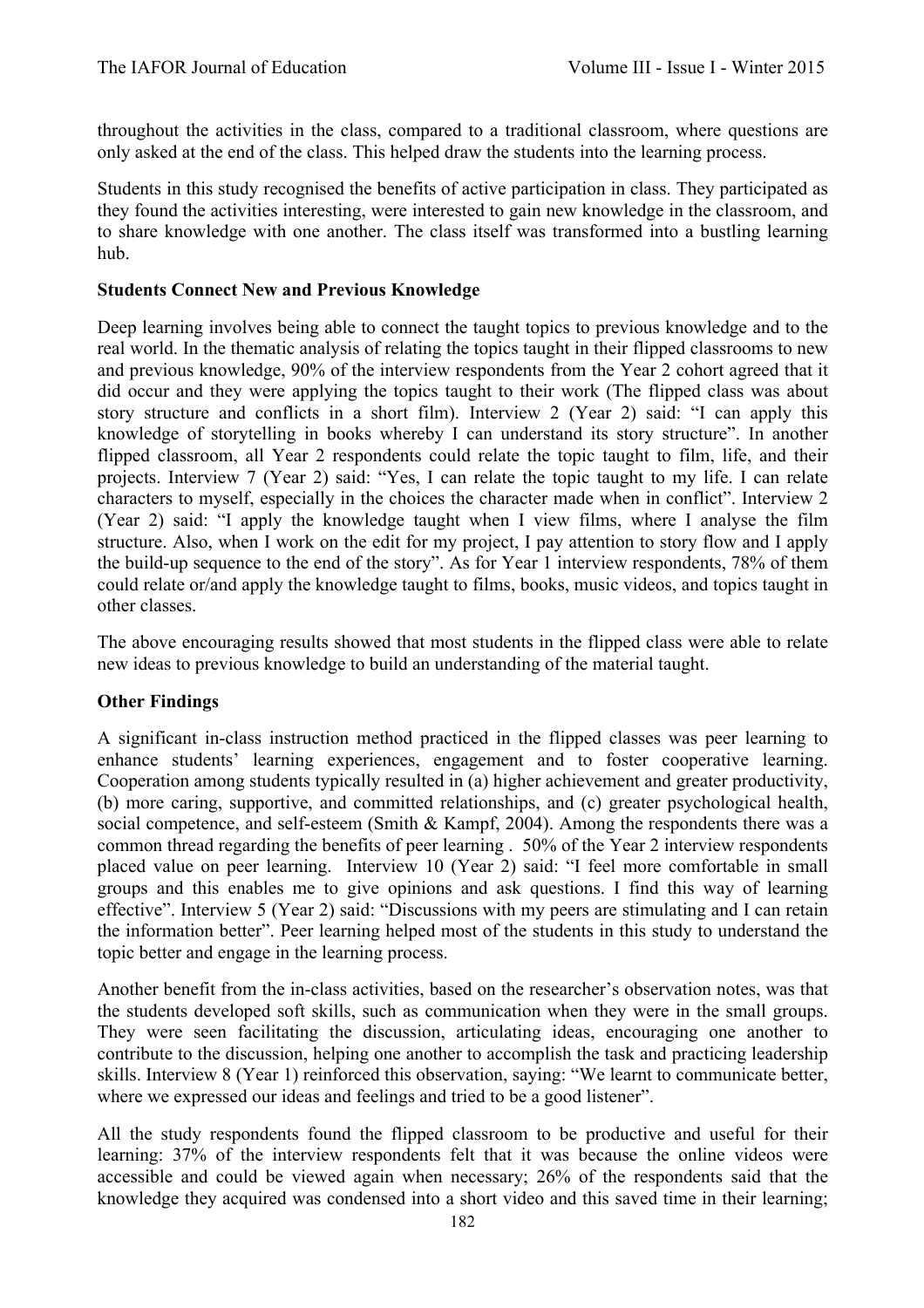throughout the activities in the class, compared to a traditional classroom, where questions are only asked at the end of the class. This helped draw the students into the learning process.

Students in this study recognised the benefits of active participation in class. They participated as they found the activities interesting, were interested to gain new knowledge in the classroom, and to share knowledge with one another. The class itself was transformed into a bustling learning hub.

**Students Connect New and Previous Knowledge**

Deep learning involves being able to connect the taught topics to previous knowledge and to the real world. In the thematic analysis of relating the topics taught in their flipped classrooms to new and previous knowledge, 90% of the interview respondents from the Year 2 cohort agreed that it did occur and they were applying the topics taught to their work (The flipped class was about story structure and conflicts in a short film). Interview 2 (Year 2) said: "I can apply this knowledge of storytelling in books whereby I can understand its story structure". In another flipped classroom, all Year 2 respondents could relate the topic taught to film, life, and their projects. Interview 7 (Year 2) said: "Yes, I can relate the topic taught to my life. I can relate characters to myself, especially in the choices the character made when in conflict". Interview 2 (Year 2) said: "I apply the knowledge taught when I view films, where I analyse the film structure. Also, when I work on the edit for my project, I pay attention to story flow and I apply the build-up sequence to the end of the story". As for Year 1 interview respondents, 78% of them could relate or/and apply the knowledge taught to films, books, music videos, and topics taught in other classes.

The above encouraging results showed that most students in the flipped class were able to relate new ideas to previous knowledge to build an understanding of the material taught.

**Other Findings**

A significant in-class instruction method practiced in the flipped classes was peer learning to enhance students' learning experiences, engagement and to foster cooperative learning. Cooperation among students typically resulted in (a) higher achievement and greater productivity, (b) more caring, supportive, and committed relationships, and (c) greater psychological health, social competence, and self-esteem (Smith & Kampf, 2004). Among the respondents there was a common thread regarding the benefits of peer learning . 50% of the Year 2 interview respondents placed value on peer learning. Interview 10 (Year 2) said: "I feel more comfortable in small groups and this enables me to give opinions and ask questions. I find this way of learning effective". Interview 5 (Year 2) said: "Discussions with my peers are stimulating and I can retain the information better". Peer learning helped most of the students in this study to understand the topic better and engage in the learning process.

Another benefit from the in-class activities, based on the researcher's observation notes, was that the students developed soft skills, such as communication when they were in the small groups. They were seen facilitating the discussion, articulating ideas, encouraging one another to contribute to the discussion, helping one another to accomplish the task and practicing leadership skills. Interview 8 (Year 1) reinforced this observation, saying: "We learnt to communicate better, where we expressed our ideas and feelings and tried to be a good listener".

All the study respondents found the flipped classroom to be productive and useful for their learning: 37% of the interview respondents felt that it was because the online videos were accessible and could be viewed again when necessary; 26% of the respondents said that the knowledge they acquired was condensed into a short video and this saved time in their learning;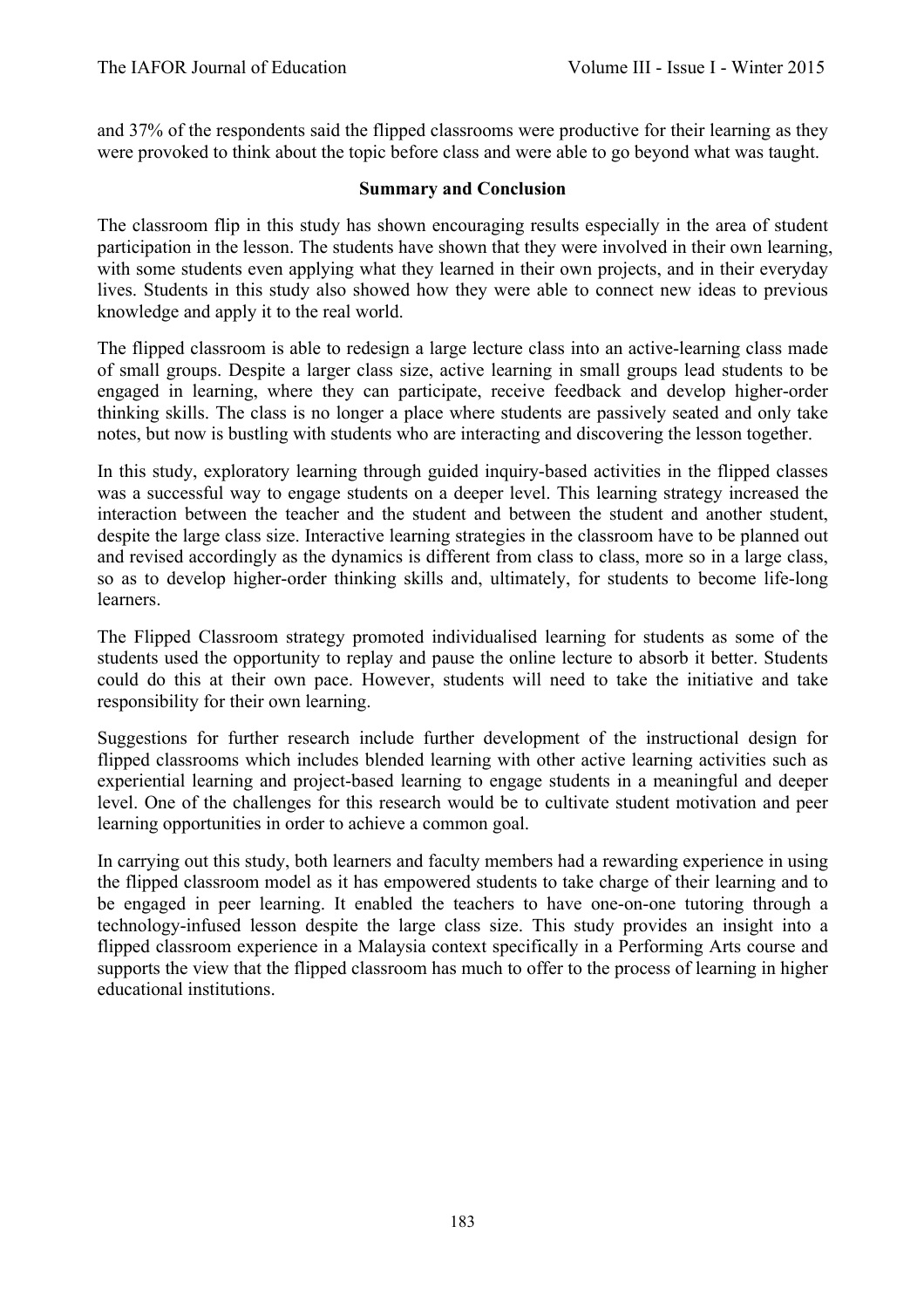and 37% of the respondents said the flipped classrooms were productive for their learning as they were provoked to think about the topic before class and were able to go beyond what was taught.

## Summary and Conclusion

The classroom flip in this study has shown encouraging results especially in the area of student participation in the lesson. The students have shown that they were involved in their own learning, with some students even applying what they learned in their own projects, and in their everyday lives. Students in this study also showed how they were able to connect new ideas to previous knowledge and apply it to the real world.

The flipped classroom is able to redesign a large lecture class into an active-learning class made of small groups. Despite a larger class size, active learning in small groups lead students to be engaged in learning, where they can participate, receive feedback and develop higher-order thinking skills. The class is no longer a place where students are passively seated and only take notes, but now is bustling with students who are interacting and discovering the lesson together.

In this study, exploratory learning through guided inquiry-based activities in the flipped classes was a successful way to engage students on a deeper level. This learning strategy increased the interaction between the teacher and the student and between the student and another student, despite the large class size. Interactive learning strategies in the classroom have to be planned out and revised accordingly as the dynamics is different from class to class, more so in a large class, so as to develop higher-order thinking skills and, ultimately, for students to become life-long learners.

The Flipped Classroom strategy promoted individualised learning for students as some of the students used the opportunity to replay and pause the online lecture to absorb it better. Students could do this at their own pace. However, students will need to take the initiative and take responsibility for their own learning.

Suggestions for further research include further development of the instructional design for flipped classrooms which includes blended learning with other active learning activities such as experiential learning and project-based learning to engage students in a meaningful and deeper level. One of the challenges for this research would be to cultivate student motivation and peer learning opportunities in order to achieve a common goal.

In carrying out this study, both learners and faculty members had a rewarding experience in using the flipped classroom model as it has empowered students to take charge of their learning and to be engaged in peer learning. It enabled the teachers to have one-on-one tutoring through a technology-infused lesson despite the large class size. This study provides an insight into a flipped classroom experience in a Malaysia context specifically in a Performing Arts course and supports the view that the flipped classroom has much to offer to the process of learning in higher educational institutions.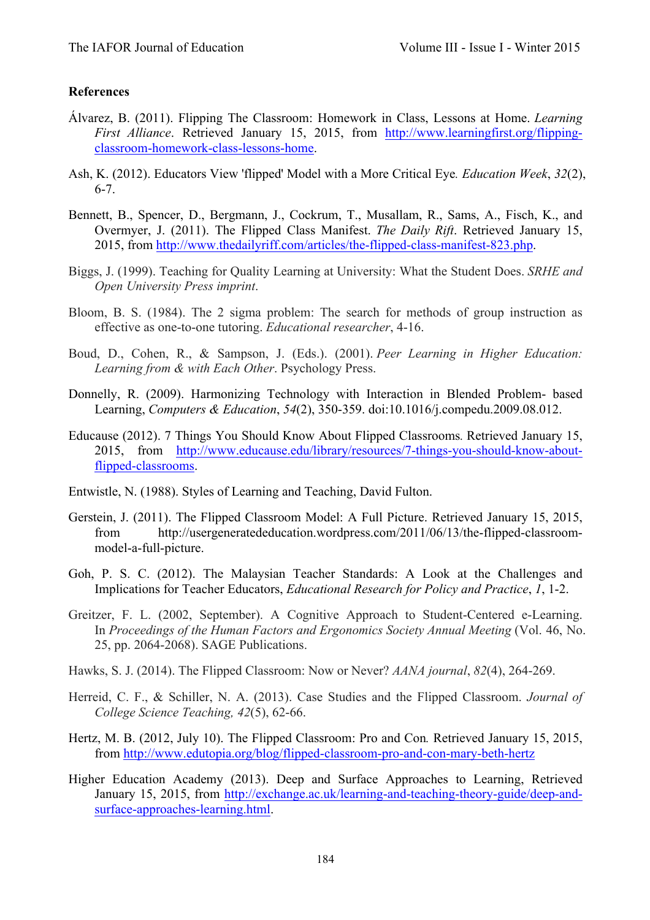**References**

Álvarez, B. (2011). Flipping The Classroom: Homework in Class, Lessons at Home. *Learning First Alliance*. Retrieved January 15, 2015, from http://www.learningfirst.org/flipping-classroom-homework-class-lessons-home.

Ash, K. (2012). Educators View 'flipped' Model with a More Critical Eye*. Education Week*, *32*(2), 6-7.

Bennett, B., Spencer, D., Bergmann, J., Cockrum, T., Musallam, R., Sams, A., Fisch, K., and Overmyer, J. (2011). The Flipped Class Manifest. *The Daily Rift*. Retrieved January 15, 2015, from http://www.thedailyriff.com/articles/the-flipped-class-manifest-823.php.

Biggs, J. (1999). Teaching for Quality Learning at University: What the Student Does. *SRHE and Open University Press imprint*.

Bloom, B. S. (1984). The 2 sigma problem: The search for methods of group instruction as effective as one-to-one tutoring. *Educational researcher*, 4-16.

Boud, D., Cohen, R., & Sampson, J. (Eds.). (2001). *Peer Learning in Higher Education: Learning from & with Each Other*. Psychology Press.

Donnelly, R. (2009). Harmonizing Technology with Interaction in Blended Problem- based Learning, *Computers & Education*, *54*(2), 350-359. doi:10.1016/j.compedu.2009.08.012.

Educause (2012). 7 Things You Should Know About Flipped Classrooms*.* Retrieved January 15, 2015, from http://www.educause.edu/library/resources/7-things-you-should-know-about-flipped-classrooms.

Entwistle, N. (1988). Styles of Learning and Teaching, David Fulton.

Gerstein, J. (2011). The Flipped Classroom Model: A Full Picture. Retrieved January 15, 2015, from http://usergeneratededucation.wordpress.com/2011/06/13/the-flipped-classroom-model-a-full-picture.

Goh, P. S. C. (2012). The Malaysian Teacher Standards: A Look at the Challenges and Implications for Teacher Educators, *Educational Research for Policy and Practice*, *1*, 1-2.

Greitzer, F. L. (2002, September). A Cognitive Approach to Student-Centered e-Learning. In *Proceedings of the Human Factors and Ergonomics Society Annual Meeting* (Vol. 46, No. 25, pp. 2064-2068). SAGE Publications.

Hawks, S. J. (2014). The Flipped Classroom: Now or Never? *AANA journal*, *82*(4), 264-269.

Herreid, C. F., & Schiller, N. A. (2013). Case Studies and the Flipped Classroom. *Journal of College Science Teaching, 42*(5), 62-66.

Hertz, M. B. (2012, July 10). The Flipped Classroom: Pro and Con*.* Retrieved January 15, 2015, from http://www.edutopia.org/blog/flipped-classroom-pro-and-con-mary-beth-hertz

Higher Education Academy (2013). Deep and Surface Approaches to Learning, Retrieved January 15, 2015, from http://exchange.ac.uk/learning-and-teaching-theory-guide/deep-and-surface-approaches-learning.html.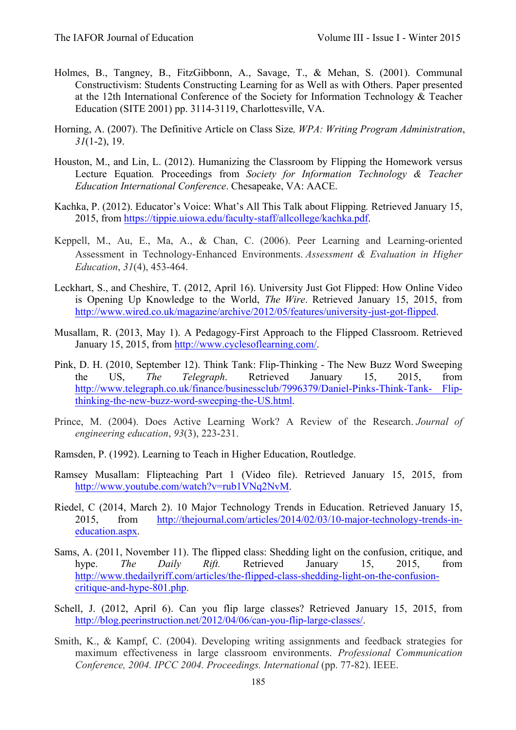Holmes, B., Tangney, B., FitzGibbonn, A., Savage, T., & Mehan, S. (2001). Communal Constructivism: Students Constructing Learning for as Well as with Others. Paper presented at the 12th International Conference of the Society for Information Technology & Teacher Education (SITE 2001) pp. 3114-3119, Charlottesville, VA.

Horning, A. (2007). The Definitive Article on Class Size*, WPA: Writing Program Administration*, *31*(1-2), 19.

Houston, M., and Lin, L. (2012). Humanizing the Classroom by Flipping the Homework versus Lecture Equation*.* Proceedings from *Society for Information Technology & Teacher Education International Conference*. Chesapeake, VA: AACE.

Kachka, P. (2012). Educator's Voice: What's All This Talk about Flipping*.* Retrieved January 15, 2015, from https://tippie.uiowa.edu/faculty-staff/allcollege/kachka.pdf.

Keppell, M., Au, E., Ma, A., & Chan, C. (2006). Peer Learning and Learning-oriented Assessment in Technology-Enhanced Environments. *Assessment & Evaluation in Higher Education*, *31*(4), 453-464.

Leckhart, S., and Cheshire, T. (2012, April 16). University Just Got Flipped: How Online Video is Opening Up Knowledge to the World, *The Wire*. Retrieved January 15, 2015, from http://www.wired.co.uk/magazine/archive/2012/05/features/university-just-got-flipped.

Musallam, R. (2013, May 1). A Pedagogy-First Approach to the Flipped Classroom. Retrieved January 15, 2015, from http://www.cyclesoflearning.com/.

Pink, D. H. (2010, September 12). Think Tank: Flip-Thinking - The New Buzz Word Sweeping the US, *The Telegraph*. Retrieved January 15, 2015, from http://www.telegraph.co.uk/finance/businessclub/7996379/Daniel-Pinks-Think-Tank- Flip-thinking-the-new-buzz-word-sweeping-the-US.html.

Prince, M. (2004). Does Active Learning Work? A Review of the Research. *Journal of engineering education*, *93*(3), 223-231.

Ramsden, P. (1992). Learning to Teach in Higher Education, Routledge.

Ramsey Musallam: Flipteaching Part 1 (Video file). Retrieved January 15, 2015, from http://www.youtube.com/watch?v=rub1VNq2NvM.

Riedel, C (2014, March 2). 10 Major Technology Trends in Education. Retrieved January 15, 2015, from http://thejournal.com/articles/2014/02/03/10-major-technology-trends-in-education.aspx.

Sams, A. (2011, November 11). The flipped class: Shedding light on the confusion, critique, and hype. *The Daily Rift.* Retrieved January 15, 2015, from http://www.thedailyriff.com/articles/the-flipped-class-shedding-light-on-the-confusion-critique-and-hype-801.php.

Schell, J. (2012, April 6). Can you flip large classes? Retrieved January 15, 2015, from http://blog.peerinstruction.net/2012/04/06/can-you-flip-large-classes/.

Smith, K., & Kampf, C. (2004). Developing writing assignments and feedback strategies for maximum effectiveness in large classroom environments. *Professional Communication Conference, 2004. IPCC 2004. Proceedings. International* (pp. 77-82). IEEE.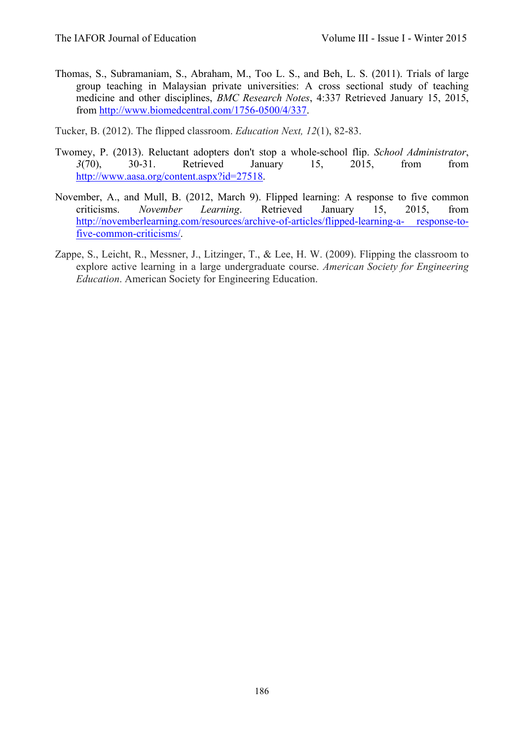Thomas, S., Subramaniam, S., Abraham, M., Too L. S., and Beh, L. S. (2011). Trials of large group teaching in Malaysian private universities: A cross sectional study of teaching medicine and other disciplines, *BMC Research Notes*, 4:337 Retrieved January 15, 2015, from http://www.biomedcentral.com/1756-0500/4/337.

Tucker, B. (2012). The flipped classroom. *Education Next, 12*(1), 82-83.

Twomey, P. (2013). Reluctant adopters don't stop a whole-school flip. *School Administrator*, *3*(70), 30-31. Retrieved January 15, 2015, from from http://www.aasa.org/content.aspx?id=27518.

November, A., and Mull, B. (2012, March 9). Flipped learning: A response to five common criticisms. *November Learning*. Retrieved January 15, 2015, from http://novemberlearning.com/resources/archive-of-articles/flipped-learning-a- response-to-five-common-criticisms/.

Zappe, S., Leicht, R., Messner, J., Litzinger, T., & Lee, H. W. (2009). Flipping the classroom to explore active learning in a large undergraduate course. *American Society for Engineering Education*. American Society for Engineering Education.